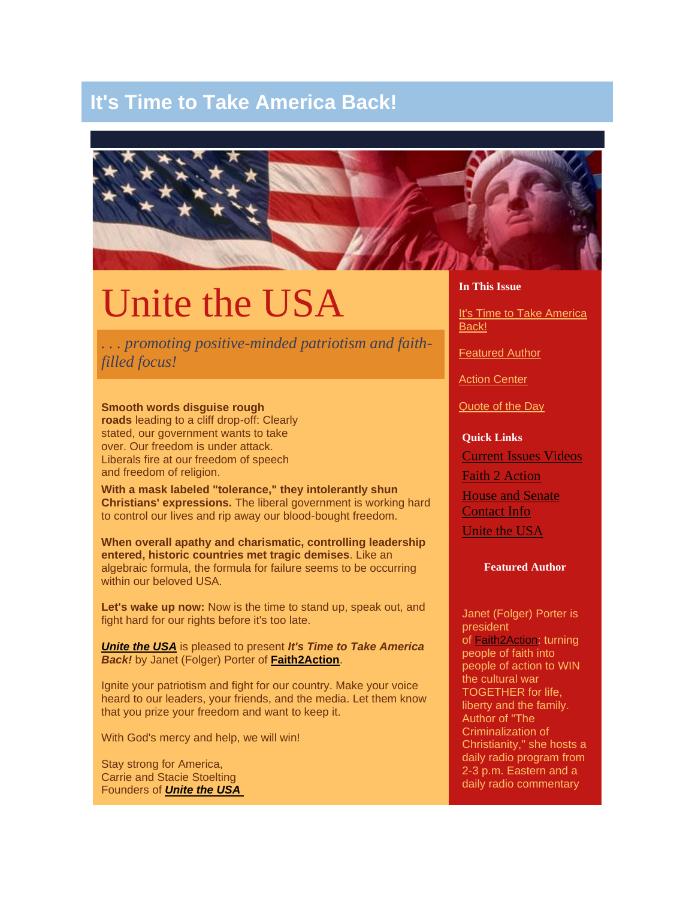# It's Time to Take America Back!

# Unite the USA

*. . . promoting positive-minded patriotism and faith-filled focus!*

**Smooth words disguise rough roads** leading to a cliff drop-off: Clearly stated, our government wants to take over. Our freedom is under attack. Liberals fire at our freedom of speech and freedom of religion.

**With a mask labeled "tolerance," they intolerantly shun Christians' expressions.** The liberal government is working hard to control our lives and rip away our blood-bought freedom.

**When overall apathy and charismatic, controlling leadership entered, historic countries met tragic demises**. Like an algebraic formula, the formula for failure seems to be occurring within our beloved USA.

**Let's wake up now:** Now is the time to stand up, speak out, and fight hard for our rights before it's too late.

***Unite the USA*** is pleased to present ***It's Time to Take America Back!*** by Janet (Folger) Porter of **Faith2Action**.

Ignite your patriotism and fight for our country. Make your voice heard to our leaders, your friends, and the media. Let them know that you prize your freedom and want to keep it.

With God's mercy and help, we will win!

Stay strong for America,
Carrie and Stacie Stoelting
Founders of ***Unite the USA***

**In This Issue**

- It's Time to Take America Back!
- Featured Author
- Action Center
- Quote of the Day

**Quick Links**

- Current Issues Videos
- Faith 2 Action
- House and Senate Contact Info
- Unite the USA

**Featured Author**

Janet (Folger) Porter is president of Faith2Action: turning people of faith into people of action to WIN the cultural war TOGETHER for life, liberty and the family. Author of "The Criminalization of Christianity," she hosts a daily radio program from 2-3 p.m. Eastern and a daily radio commentary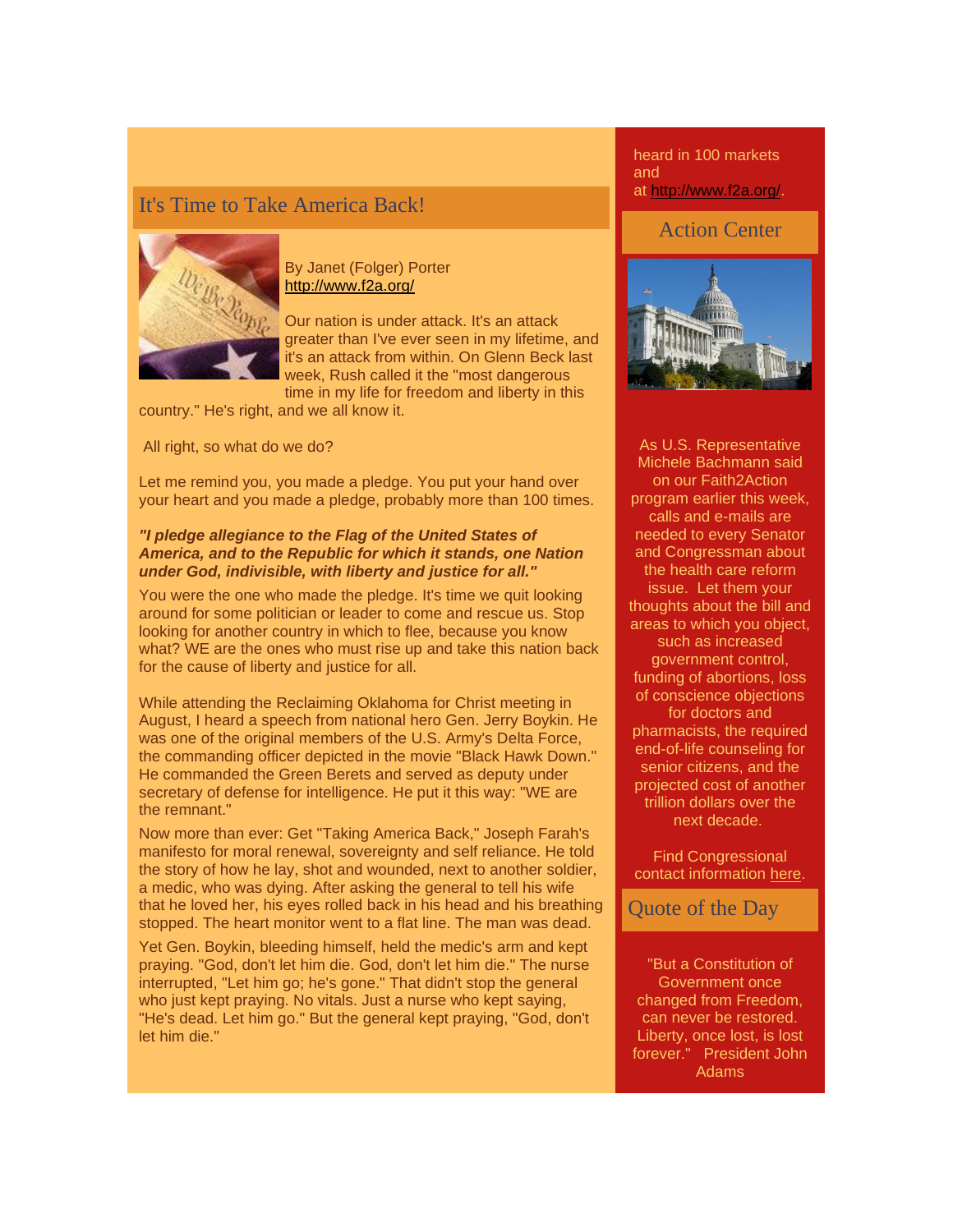## It's Time to Take America Back!

By Janet (Folger) Porter
http://www.f2a.org/

Our nation is under attack. It's an attack greater than I've ever seen in my lifetime, and it's an attack from within. On Glenn Beck last week, Rush called it the "most dangerous time in my life for freedom and liberty in this country." He's right, and we all know it.

All right, so what do we do?

Let me remind you, you made a pledge. You put your hand over your heart and you made a pledge, probably more than 100 times.

***"I pledge allegiance to the Flag of the United States of America, and to the Republic for which it stands, one Nation under God, indivisible, with liberty and justice for all."***

You were the one who made the pledge. It's time we quit looking around for some politician or leader to come and rescue us. Stop looking for another country in which to flee, because you know what? WE are the ones who must rise up and take this nation back for the cause of liberty and justice for all.

While attending the Reclaiming Oklahoma for Christ meeting in August, I heard a speech from national hero Gen. Jerry Boykin. He was one of the original members of the U.S. Army's Delta Force, the commanding officer depicted in the movie "Black Hawk Down." He commanded the Green Berets and served as deputy under secretary of defense for intelligence. He put it this way: "WE are the remnant."

Now more than ever: Get "Taking America Back," Joseph Farah's manifesto for moral renewal, sovereignty and self reliance. He told the story of how he lay, shot and wounded, next to another soldier, a medic, who was dying. After asking the general to tell his wife that he loved her, his eyes rolled back in his head and his breathing stopped. The heart monitor went to a flat line. The man was dead.

Yet Gen. Boykin, bleeding himself, held the medic's arm and kept praying. "God, don't let him die. God, don't let him die." The nurse interrupted, "Let him go; he's gone." That didn't stop the general who just kept praying. No vitals. Just a nurse who kept saying, "He's dead. Let him go." But the general kept praying, "God, don't let him die."

heard in 100 markets and at http://www.f2a.org/.

## Action Center

As U.S. Representative Michele Bachmann said on our Faith2Action program earlier this week, calls and e-mails are needed to every Senator and Congressman about the health care reform issue. Let them your thoughts about the bill and areas to which you object, such as increased government control, funding of abortions, loss of conscience objections for doctors and pharmacists, the required end-of-life counseling for senior citizens, and the projected cost of another trillion dollars over the next decade.

Find Congressional contact information here.

## Quote of the Day

"But a Constitution of Government once changed from Freedom, can never be restored. Liberty, once lost, is lost forever." President John Adams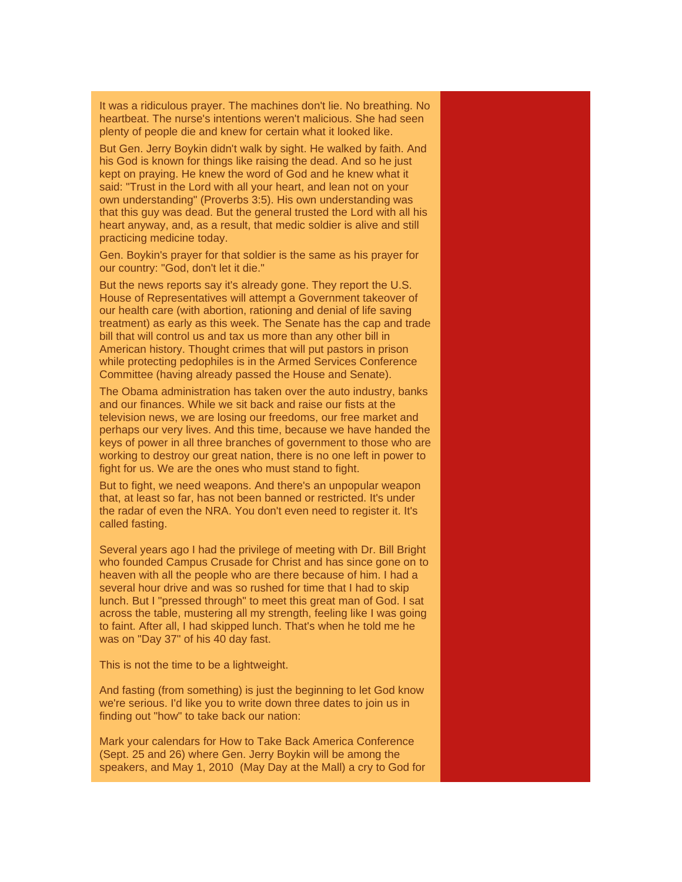It was a ridiculous prayer. The machines don't lie. No breathing. No heartbeat. The nurse's intentions weren't malicious. She had seen plenty of people die and knew for certain what it looked like.

But Gen. Jerry Boykin didn't walk by sight. He walked by faith. And his God is known for things like raising the dead. And so he just kept on praying. He knew the word of God and he knew what it said: "Trust in the Lord with all your heart, and lean not on your own understanding" (Proverbs 3:5). His own understanding was that this guy was dead. But the general trusted the Lord with all his heart anyway, and, as a result, that medic soldier is alive and still practicing medicine today.

Gen. Boykin's prayer for that soldier is the same as his prayer for our country: "God, don't let it die."

But the news reports say it's already gone. They report the U.S. House of Representatives will attempt a Government takeover of our health care (with abortion, rationing and denial of life saving treatment) as early as this week. The Senate has the cap and trade bill that will control us and tax us more than any other bill in American history. Thought crimes that will put pastors in prison while protecting pedophiles is in the Armed Services Conference Committee (having already passed the House and Senate).

The Obama administration has taken over the auto industry, banks and our finances. While we sit back and raise our fists at the television news, we are losing our freedoms, our free market and perhaps our very lives. And this time, because we have handed the keys of power in all three branches of government to those who are working to destroy our great nation, there is no one left in power to fight for us. We are the ones who must stand to fight.

But to fight, we need weapons. And there's an unpopular weapon that, at least so far, has not been banned or restricted. It's under the radar of even the NRA. You don't even need to register it. It's called fasting.

Several years ago I had the privilege of meeting with Dr. Bill Bright who founded Campus Crusade for Christ and has since gone on to heaven with all the people who are there because of him. I had a several hour drive and was so rushed for time that I had to skip lunch. But I "pressed through" to meet this great man of God. I sat across the table, mustering all my strength, feeling like I was going to faint. After all, I had skipped lunch. That's when he told me he was on "Day 37" of his 40 day fast.

This is not the time to be a lightweight.

And fasting (from something) is just the beginning to let God know we're serious. I'd like you to write down three dates to join us in finding out "how" to take back our nation:

Mark your calendars for How to Take Back America Conference (Sept. 25 and 26) where Gen. Jerry Boykin will be among the speakers, and May 1, 2010 (May Day at the Mall) a cry to God for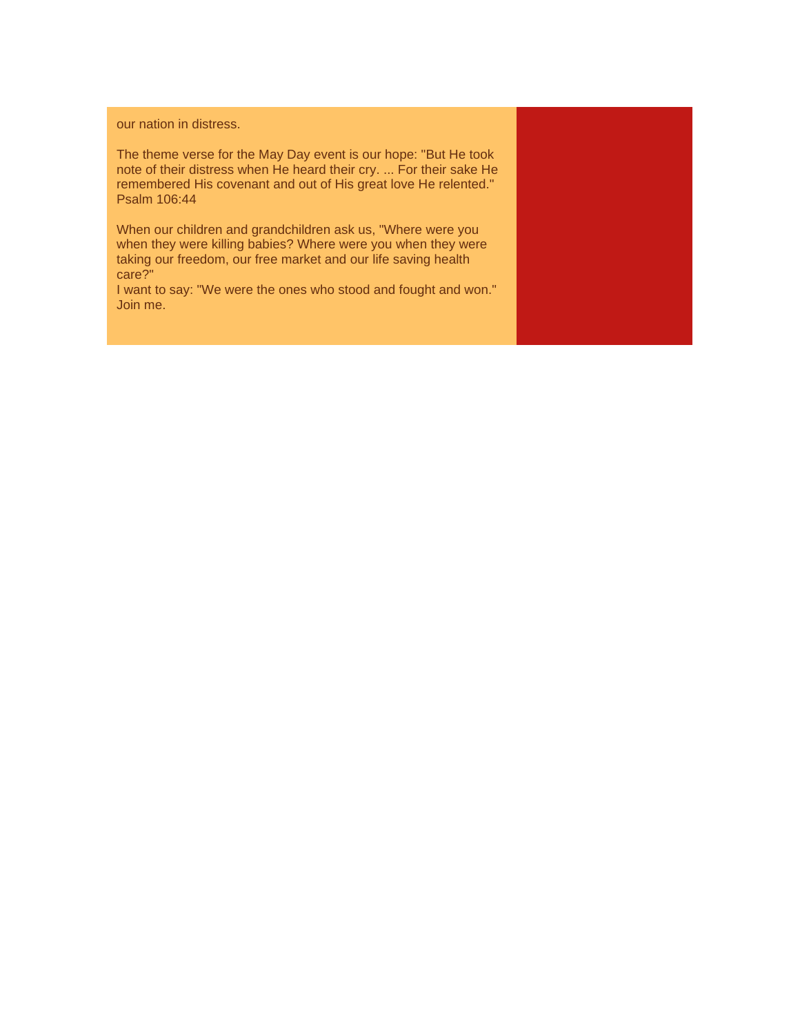our nation in distress.

The theme verse for the May Day event is our hope: "But He took note of their distress when He heard their cry. ... For their sake He remembered His covenant and out of His great love He relented." Psalm 106:44

When our children and grandchildren ask us, "Where were you when they were killing babies? Where were you when they were taking our freedom, our free market and our life saving health care?"
I want to say: "We were the ones who stood and fought and won."
Join me.